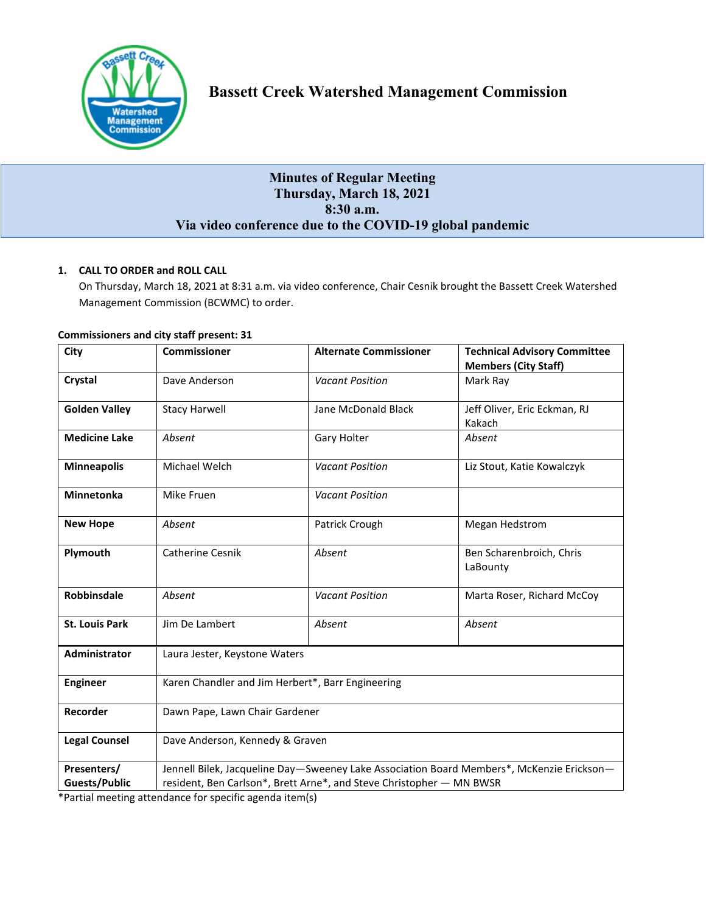# Bassett Creek Watershed Management Commission

## Minutes of Regular Meeting
## Thursday, March 18, 2021
## 8:30 a.m.
## Via video conference due to the COVID-19 global pandemic

**1. CALL TO ORDER and ROLL CALL**

On Thursday, March 18, 2021 at 8:31 a.m. via video conference, Chair Cesnik brought the Bassett Creek Watershed Management Commission (BCWMC) to order.

**Commissioners and city staff present: 31**

| City | Commissioner | Alternate Commissioner | Technical Advisory Committee Members (City Staff) |
|---|---|---|---|
| **Crystal** | Dave Anderson | *Vacant Position* | Mark Ray |
| **Golden Valley** | Stacy Harwell | Jane McDonald Black | Jeff Oliver, Eric Eckman, RJ Kakach |
| **Medicine Lake** | *Absent* | Gary Holter | *Absent* |
| **Minneapolis** | Michael Welch | *Vacant Position* | Liz Stout, Katie Kowalczyk |
| **Minnetonka** | Mike Fruen | *Vacant Position* | |
| **New Hope** | *Absent* | Patrick Crough | Megan Hedstrom |
| **Plymouth** | Catherine Cesnik | *Absent* | Ben Scharenbroich, Chris LaBounty |
| **Robbinsdale** | *Absent* | *Vacant Position* | Marta Roser, Richard McCoy |
| **St. Louis Park** | Jim De Lambert | *Absent* | *Absent* |
| **Administrator** | Laura Jester, Keystone Waters | | |
| **Engineer** | Karen Chandler and Jim Herbert*, Barr Engineering | | |
| **Recorder** | Dawn Pape, Lawn Chair Gardener | | |
| **Legal Counsel** | Dave Anderson, Kennedy & Graven | | |
| **Presenters/ Guests/Public** | Jennell Bilek, Jacqueline Day—Sweeney Lake Association Board Members*, McKenzie Erickson—resident, Ben Carlson*, Brett Arne*, and Steve Christopher — MN BWSR | | |

*Partial meeting attendance for specific agenda item(s)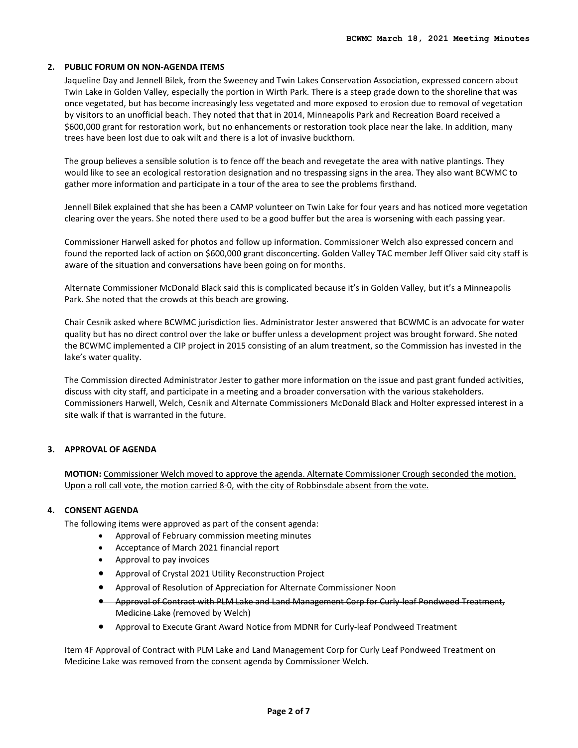## 2. PUBLIC FORUM ON NON-AGENDA ITEMS

Jaqueline Day and Jennell Bilek, from the Sweeney and Twin Lakes Conservation Association, expressed concern about Twin Lake in Golden Valley, especially the portion in Wirth Park. There is a steep grade down to the shoreline that was once vegetated, but has become increasingly less vegetated and more exposed to erosion due to removal of vegetation by visitors to an unofficial beach. They noted that that in 2014, Minneapolis Park and Recreation Board received a $600,000 grant for restoration work, but no enhancements or restoration took place near the lake. In addition, many trees have been lost due to oak wilt and there is a lot of invasive buckthorn.

The group believes a sensible solution is to fence off the beach and revegetate the area with native plantings. They would like to see an ecological restoration designation and no trespassing signs in the area. They also want BCWMC to gather more information and participate in a tour of the area to see the problems firsthand.

Jennell Bilek explained that she has been a CAMP volunteer on Twin Lake for four years and has noticed more vegetation clearing over the years. She noted there used to be a good buffer but the area is worsening with each passing year.

Commissioner Harwell asked for photos and follow up information. Commissioner Welch also expressed concern and found the reported lack of action on $600,000 grant disconcerting. Golden Valley TAC member Jeff Oliver said city staff is aware of the situation and conversations have been going on for months.

Alternate Commissioner McDonald Black said this is complicated because it's in Golden Valley, but it's a Minneapolis Park. She noted that the crowds at this beach are growing.

Chair Cesnik asked where BCWMC jurisdiction lies. Administrator Jester answered that BCWMC is an advocate for water quality but has no direct control over the lake or buffer unless a development project was brought forward. She noted the BCWMC implemented a CIP project in 2015 consisting of an alum treatment, so the Commission has invested in the lake's water quality.

The Commission directed Administrator Jester to gather more information on the issue and past grant funded activities, discuss with city staff, and participate in a meeting and a broader conversation with the various stakeholders. Commissioners Harwell, Welch, Cesnik and Alternate Commissioners McDonald Black and Holter expressed interest in a site walk if that is warranted in the future.

## 3. APPROVAL OF AGENDA

**MOTION:** Commissioner Welch moved to approve the agenda. Alternate Commissioner Crough seconded the motion. Upon a roll call vote, the motion carried 8-0, with the city of Robbinsdale absent from the vote.

## 4. CONSENT AGENDA

The following items were approved as part of the consent agenda:

- Approval of February commission meeting minutes
- Acceptance of March 2021 financial report
- Approval to pay invoices
- Approval of Crystal 2021 Utility Reconstruction Project
- Approval of Resolution of Appreciation for Alternate Commissioner Noon
- ~~Approval of Contract with PLM Lake and Land Management Corp for Curly-leaf Pondweed Treatment, Medicine Lake~~ (removed by Welch)
- Approval to Execute Grant Award Notice from MDNR for Curly-leaf Pondweed Treatment

Item 4F Approval of Contract with PLM Lake and Land Management Corp for Curly Leaf Pondweed Treatment on Medicine Lake was removed from the consent agenda by Commissioner Welch.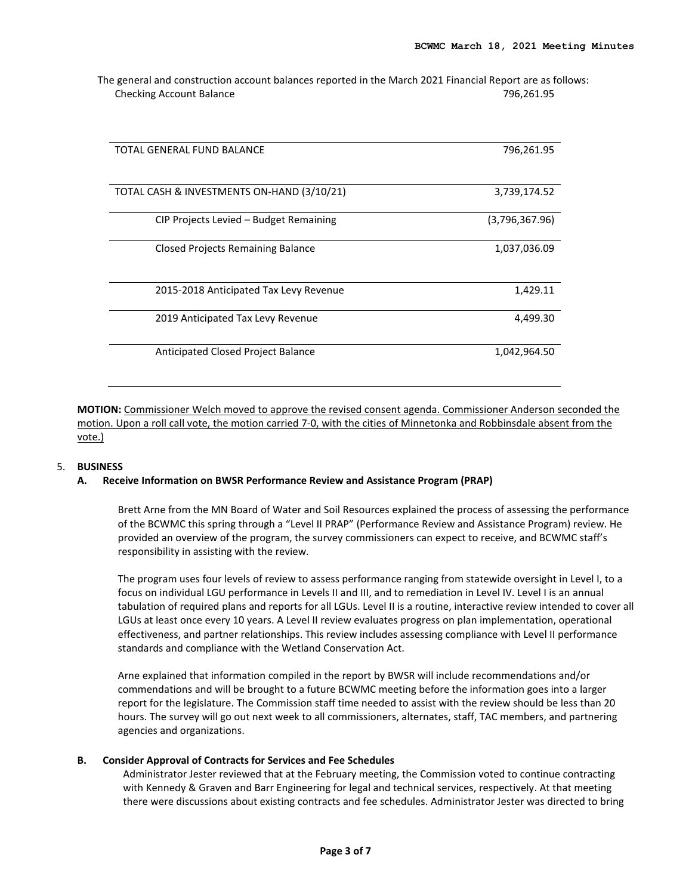The general and construction account balances reported in the March 2021 Financial Report are as follows:

| | |
|---|---|
| Checking Account Balance | 796,261.95 |
| TOTAL GENERAL FUND BALANCE | 796,261.95 |
| TOTAL CASH & INVESTMENTS ON-HAND (3/10/21) | 3,739,174.52 |
| CIP Projects Levied – Budget Remaining | (3,796,367.96) |
| Closed Projects Remaining Balance | 1,037,036.09 |
| 2015-2018 Anticipated Tax Levy Revenue | 1,429.11 |
| 2019 Anticipated Tax Levy Revenue | 4,499.30 |
| Anticipated Closed Project Balance | 1,042,964.50 |

**MOTION:** Commissioner Welch moved to approve the revised consent agenda. Commissioner Anderson seconded the motion. Upon a roll call vote, the motion carried 7-0, with the cities of Minnetonka and Robbinsdale absent from the vote.)

5. **BUSINESS**

**A. Receive Information on BWSR Performance Review and Assistance Program (PRAP)**

Brett Arne from the MN Board of Water and Soil Resources explained the process of assessing the performance of the BCWMC this spring through a "Level II PRAP" (Performance Review and Assistance Program) review. He provided an overview of the program, the survey commissioners can expect to receive, and BCWMC staff's responsibility in assisting with the review.

The program uses four levels of review to assess performance ranging from statewide oversight in Level I, to a focus on individual LGU performance in Levels II and III, and to remediation in Level IV. Level I is an annual tabulation of required plans and reports for all LGUs. Level II is a routine, interactive review intended to cover all LGUs at least once every 10 years. A Level II review evaluates progress on plan implementation, operational effectiveness, and partner relationships. This review includes assessing compliance with Level II performance standards and compliance with the Wetland Conservation Act.

Arne explained that information compiled in the report by BWSR will include recommendations and/or commendations and will be brought to a future BCWMC meeting before the information goes into a larger report for the legislature. The Commission staff time needed to assist with the review should be less than 20 hours. The survey will go out next week to all commissioners, alternates, staff, TAC members, and partnering agencies and organizations.

**B. Consider Approval of Contracts for Services and Fee Schedules**

Administrator Jester reviewed that at the February meeting, the Commission voted to continue contracting with Kennedy & Graven and Barr Engineering for legal and technical services, respectively. At that meeting there were discussions about existing contracts and fee schedules. Administrator Jester was directed to bring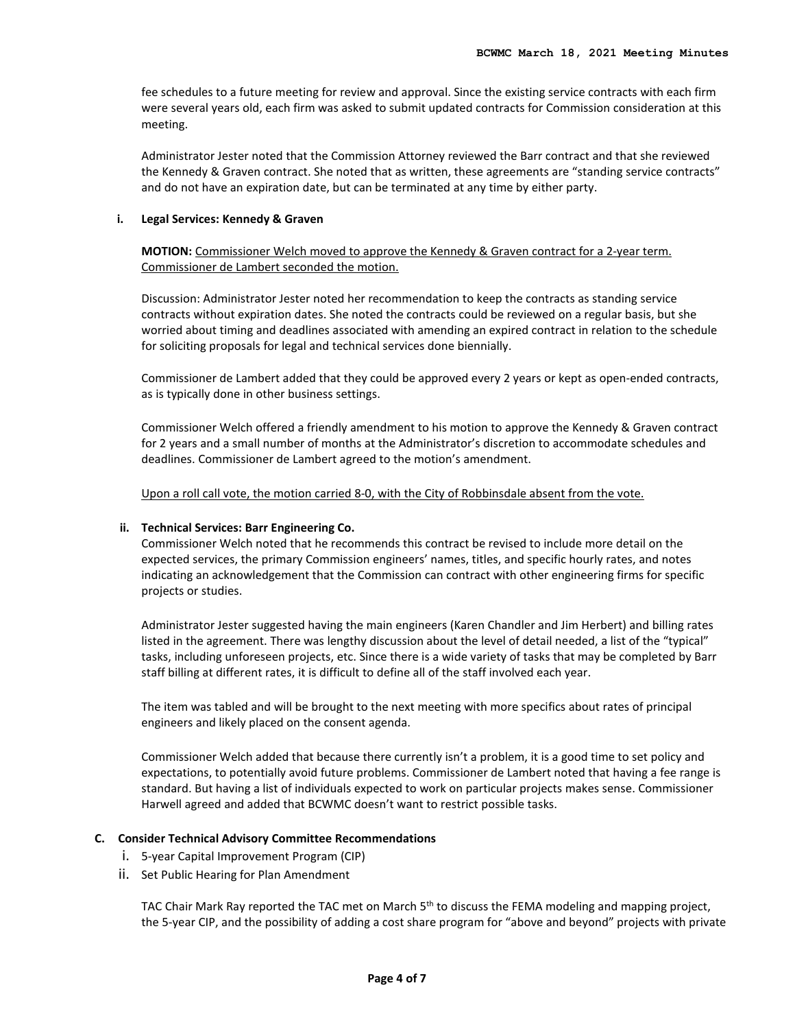fee schedules to a future meeting for review and approval. Since the existing service contracts with each firm were several years old, each firm was asked to submit updated contracts for Commission consideration at this meeting.

Administrator Jester noted that the Commission Attorney reviewed the Barr contract and that she reviewed the Kennedy & Graven contract. She noted that as written, these agreements are "standing service contracts" and do not have an expiration date, but can be terminated at any time by either party.

**i. Legal Services: Kennedy & Graven**

**MOTION:** Commissioner Welch moved to approve the Kennedy & Graven contract for a 2-year term. Commissioner de Lambert seconded the motion.

Discussion: Administrator Jester noted her recommendation to keep the contracts as standing service contracts without expiration dates. She noted the contracts could be reviewed on a regular basis, but she worried about timing and deadlines associated with amending an expired contract in relation to the schedule for soliciting proposals for legal and technical services done biennially.

Commissioner de Lambert added that they could be approved every 2 years or kept as open-ended contracts, as is typically done in other business settings.

Commissioner Welch offered a friendly amendment to his motion to approve the Kennedy & Graven contract for 2 years and a small number of months at the Administrator's discretion to accommodate schedules and deadlines. Commissioner de Lambert agreed to the motion's amendment.

Upon a roll call vote, the motion carried 8-0, with the City of Robbinsdale absent from the vote.

**ii. Technical Services: Barr Engineering Co.**

Commissioner Welch noted that he recommends this contract be revised to include more detail on the expected services, the primary Commission engineers' names, titles, and specific hourly rates, and notes indicating an acknowledgement that the Commission can contract with other engineering firms for specific projects or studies.

Administrator Jester suggested having the main engineers (Karen Chandler and Jim Herbert) and billing rates listed in the agreement. There was lengthy discussion about the level of detail needed, a list of the "typical" tasks, including unforeseen projects, etc. Since there is a wide variety of tasks that may be completed by Barr staff billing at different rates, it is difficult to define all of the staff involved each year.

The item was tabled and will be brought to the next meeting with more specifics about rates of principal engineers and likely placed on the consent agenda.

Commissioner Welch added that because there currently isn't a problem, it is a good time to set policy and expectations, to potentially avoid future problems. Commissioner de Lambert noted that having a fee range is standard. But having a list of individuals expected to work on particular projects makes sense. Commissioner Harwell agreed and added that BCWMC doesn't want to restrict possible tasks.

**C. Consider Technical Advisory Committee Recommendations**

i. 5-year Capital Improvement Program (CIP)
ii. Set Public Hearing for Plan Amendment

TAC Chair Mark Ray reported the TAC met on March 5th to discuss the FEMA modeling and mapping project, the 5-year CIP, and the possibility of adding a cost share program for "above and beyond" projects with private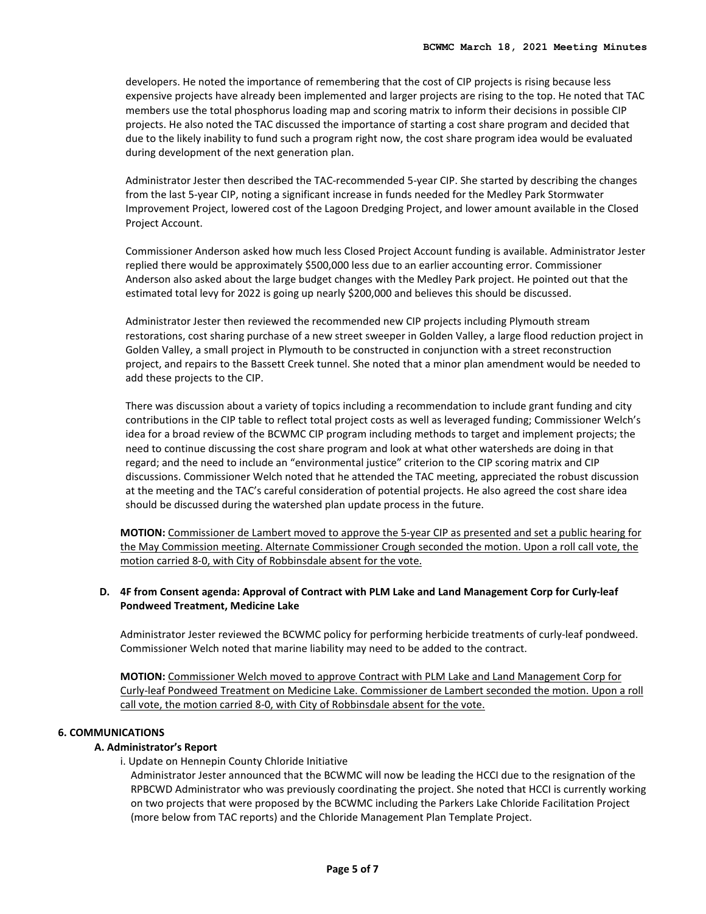developers. He noted the importance of remembering that the cost of CIP projects is rising because less expensive projects have already been implemented and larger projects are rising to the top. He noted that TAC members use the total phosphorus loading map and scoring matrix to inform their decisions in possible CIP projects. He also noted the TAC discussed the importance of starting a cost share program and decided that due to the likely inability to fund such a program right now, the cost share program idea would be evaluated during development of the next generation plan.

Administrator Jester then described the TAC-recommended 5-year CIP. She started by describing the changes from the last 5-year CIP, noting a significant increase in funds needed for the Medley Park Stormwater Improvement Project, lowered cost of the Lagoon Dredging Project, and lower amount available in the Closed Project Account.

Commissioner Anderson asked how much less Closed Project Account funding is available. Administrator Jester replied there would be approximately $500,000 less due to an earlier accounting error. Commissioner Anderson also asked about the large budget changes with the Medley Park project. He pointed out that the estimated total levy for 2022 is going up nearly $200,000 and believes this should be discussed.

Administrator Jester then reviewed the recommended new CIP projects including Plymouth stream restorations, cost sharing purchase of a new street sweeper in Golden Valley, a large flood reduction project in Golden Valley, a small project in Plymouth to be constructed in conjunction with a street reconstruction project, and repairs to the Bassett Creek tunnel. She noted that a minor plan amendment would be needed to add these projects to the CIP.

There was discussion about a variety of topics including a recommendation to include grant funding and city contributions in the CIP table to reflect total project costs as well as leveraged funding; Commissioner Welch's idea for a broad review of the BCWMC CIP program including methods to target and implement projects; the need to continue discussing the cost share program and look at what other watersheds are doing in that regard; and the need to include an "environmental justice" criterion to the CIP scoring matrix and CIP discussions. Commissioner Welch noted that he attended the TAC meeting, appreciated the robust discussion at the meeting and the TAC's careful consideration of potential projects. He also agreed the cost share idea should be discussed during the watershed plan update process in the future.

**MOTION:** Commissioner de Lambert moved to approve the 5-year CIP as presented and set a public hearing for the May Commission meeting. Alternate Commissioner Crough seconded the motion. Upon a roll call vote, the motion carried 8-0, with City of Robbinsdale absent for the vote.

### D. 4F from Consent agenda: Approval of Contract with PLM Lake and Land Management Corp for Curly-leaf Pondweed Treatment, Medicine Lake

Administrator Jester reviewed the BCWMC policy for performing herbicide treatments of curly-leaf pondweed. Commissioner Welch noted that marine liability may need to be added to the contract.

**MOTION:** Commissioner Welch moved to approve Contract with PLM Lake and Land Management Corp for Curly-leaf Pondweed Treatment on Medicine Lake. Commissioner de Lambert seconded the motion. Upon a roll call vote, the motion carried 8-0, with City of Robbinsdale absent for the vote.

## 6. COMMUNICATIONS

### A. Administrator's Report

i. Update on Hennepin County Chloride Initiative

Administrator Jester announced that the BCWMC will now be leading the HCCI due to the resignation of the RPBCWD Administrator who was previously coordinating the project. She noted that HCCI is currently working on two projects that were proposed by the BCWMC including the Parkers Lake Chloride Facilitation Project (more below from TAC reports) and the Chloride Management Plan Template Project.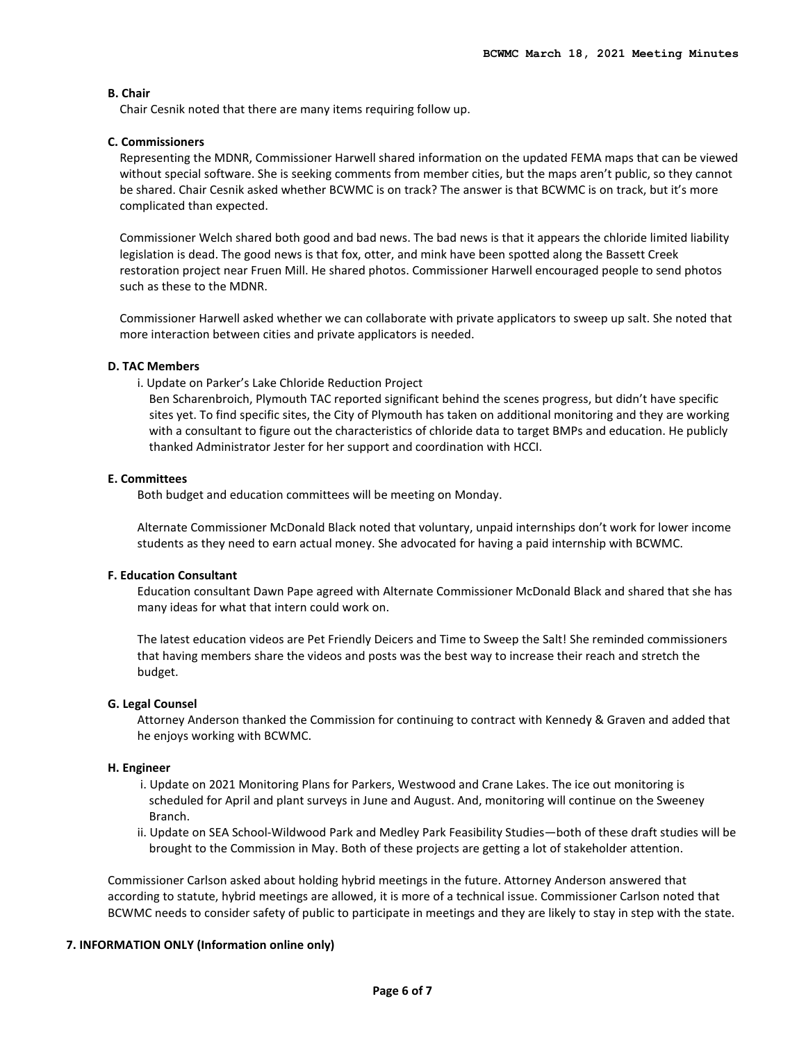**B. Chair**

Chair Cesnik noted that there are many items requiring follow up.

**C. Commissioners**

Representing the MDNR, Commissioner Harwell shared information on the updated FEMA maps that can be viewed without special software. She is seeking comments from member cities, but the maps aren't public, so they cannot be shared. Chair Cesnik asked whether BCWMC is on track? The answer is that BCWMC is on track, but it's more complicated than expected.

Commissioner Welch shared both good and bad news. The bad news is that it appears the chloride limited liability legislation is dead. The good news is that fox, otter, and mink have been spotted along the Bassett Creek restoration project near Fruen Mill. He shared photos. Commissioner Harwell encouraged people to send photos such as these to the MDNR.

Commissioner Harwell asked whether we can collaborate with private applicators to sweep up salt. She noted that more interaction between cities and private applicators is needed.

**D. TAC Members**

i. Update on Parker's Lake Chloride Reduction Project

Ben Scharenbroich, Plymouth TAC reported significant behind the scenes progress, but didn't have specific sites yet. To find specific sites, the City of Plymouth has taken on additional monitoring and they are working with a consultant to figure out the characteristics of chloride data to target BMPs and education. He publicly thanked Administrator Jester for her support and coordination with HCCI.

**E. Committees**

Both budget and education committees will be meeting on Monday.

Alternate Commissioner McDonald Black noted that voluntary, unpaid internships don't work for lower income students as they need to earn actual money. She advocated for having a paid internship with BCWMC.

**F. Education Consultant**

Education consultant Dawn Pape agreed with Alternate Commissioner McDonald Black and shared that she has many ideas for what that intern could work on.

The latest education videos are Pet Friendly Deicers and Time to Sweep the Salt! She reminded commissioners that having members share the videos and posts was the best way to increase their reach and stretch the budget.

**G. Legal Counsel**

Attorney Anderson thanked the Commission for continuing to contract with Kennedy & Graven and added that he enjoys working with BCWMC.

**H. Engineer**

i. Update on 2021 Monitoring Plans for Parkers, Westwood and Crane Lakes. The ice out monitoring is scheduled for April and plant surveys in June and August. And, monitoring will continue on the Sweeney Branch.

ii. Update on SEA School-Wildwood Park and Medley Park Feasibility Studies—both of these draft studies will be brought to the Commission in May. Both of these projects are getting a lot of stakeholder attention.

Commissioner Carlson asked about holding hybrid meetings in the future. Attorney Anderson answered that according to statute, hybrid meetings are allowed, it is more of a technical issue. Commissioner Carlson noted that BCWMC needs to consider safety of public to participate in meetings and they are likely to stay in step with the state.

## 7. INFORMATION ONLY (Information online only)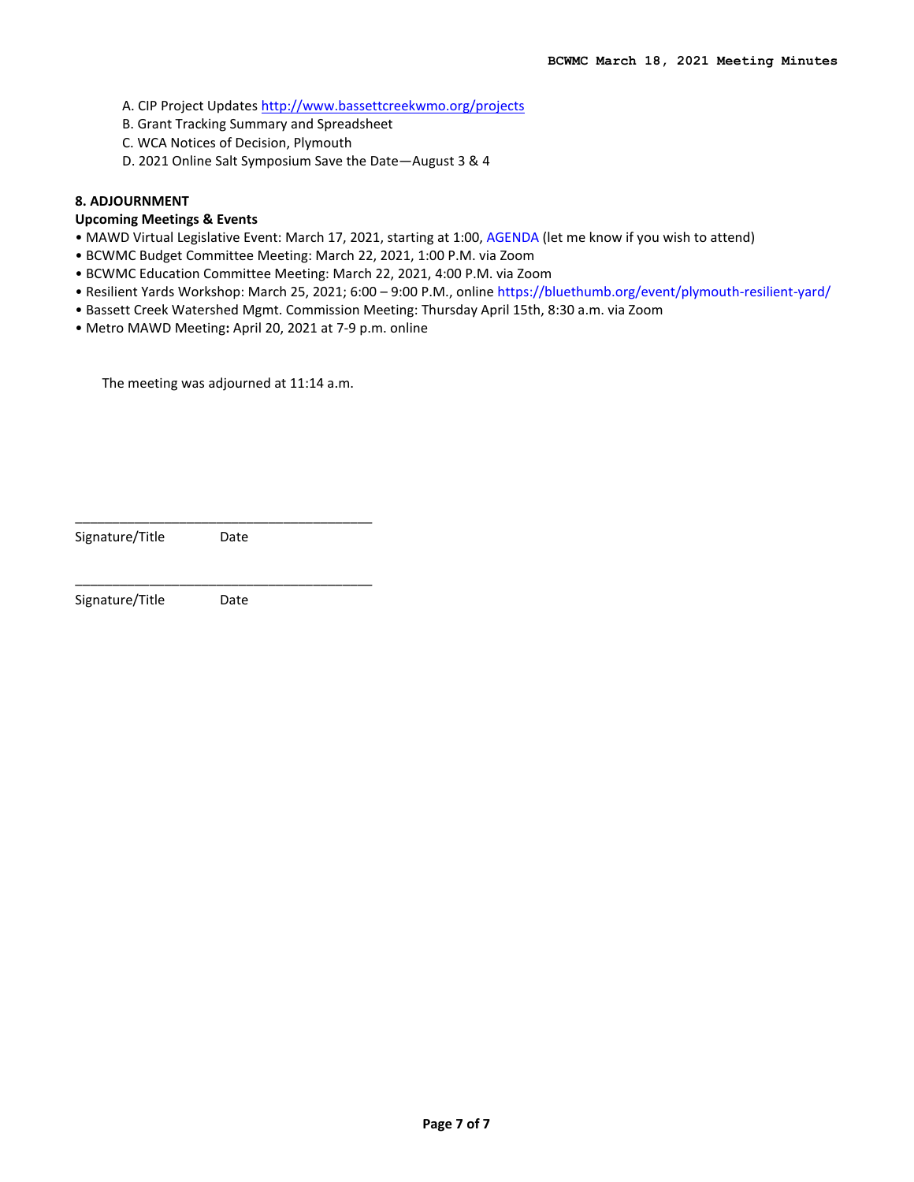A. CIP Project Updates http://www.bassettcreekwmo.org/projects
B. Grant Tracking Summary and Spreadsheet
C. WCA Notices of Decision, Plymouth
D. 2021 Online Salt Symposium Save the Date—August 3 & 4

**8. ADJOURNMENT**

**Upcoming Meetings & Events**

- MAWD Virtual Legislative Event: March 17, 2021, starting at 1:00, AGENDA (let me know if you wish to attend)
- BCWMC Budget Committee Meeting: March 22, 2021, 1:00 P.M. via Zoom
- BCWMC Education Committee Meeting: March 22, 2021, 4:00 P.M. via Zoom
- Resilient Yards Workshop: March 25, 2021; 6:00 – 9:00 P.M., online https://bluethumb.org/event/plymouth-resilient-yard/
- Bassett Creek Watershed Mgmt. Commission Meeting: Thursday April 15th, 8:30 a.m. via Zoom
- Metro MAWD Meeting**:** April 20, 2021 at 7-9 p.m. online

The meeting was adjourned at 11:14 a.m.

\_\_\_\_\_\_\_\_\_\_\_\_\_\_\_\_\_\_\_\_\_\_\_\_\_\_\_\_\_\_\_\_\_\_\_\_\_\_\_\_\_\_

Signature/Title Date

\_\_\_\_\_\_\_\_\_\_\_\_\_\_\_\_\_\_\_\_\_\_\_\_\_\_\_\_\_\_\_\_\_\_\_\_\_\_\_\_\_\_

Signature/Title Date